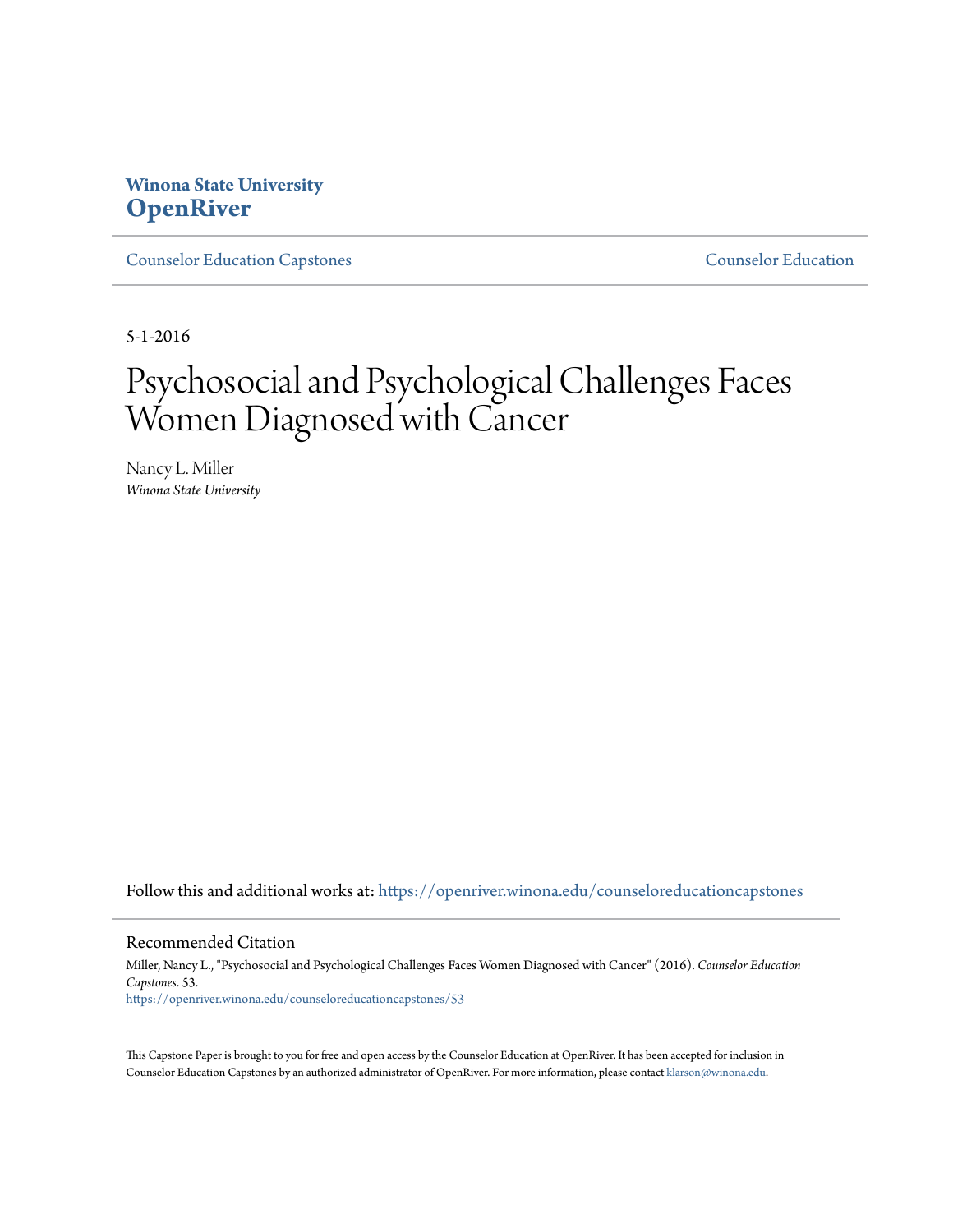**Winona State University**
**OpenRiver**

Counselor Education Capstones | Counselor Education

5-1-2016

# Psychosocial and Psychological Challenges Faces Women Diagnosed with Cancer

Nancy L. Miller
*Winona State University*

Follow this and additional works at: https://openriver.winona.edu/counseloreducationcapstones

## Recommended Citation

Miller, Nancy L., "Psychosocial and Psychological Challenges Faces Women Diagnosed with Cancer" (2016). *Counselor Education Capstones*. 53.
https://openriver.winona.edu/counseloreducationcapstones/53

This Capstone Paper is brought to you for free and open access by the Counselor Education at OpenRiver. It has been accepted for inclusion in Counselor Education Capstones by an authorized administrator of OpenRiver. For more information, please contact klarson@winona.edu.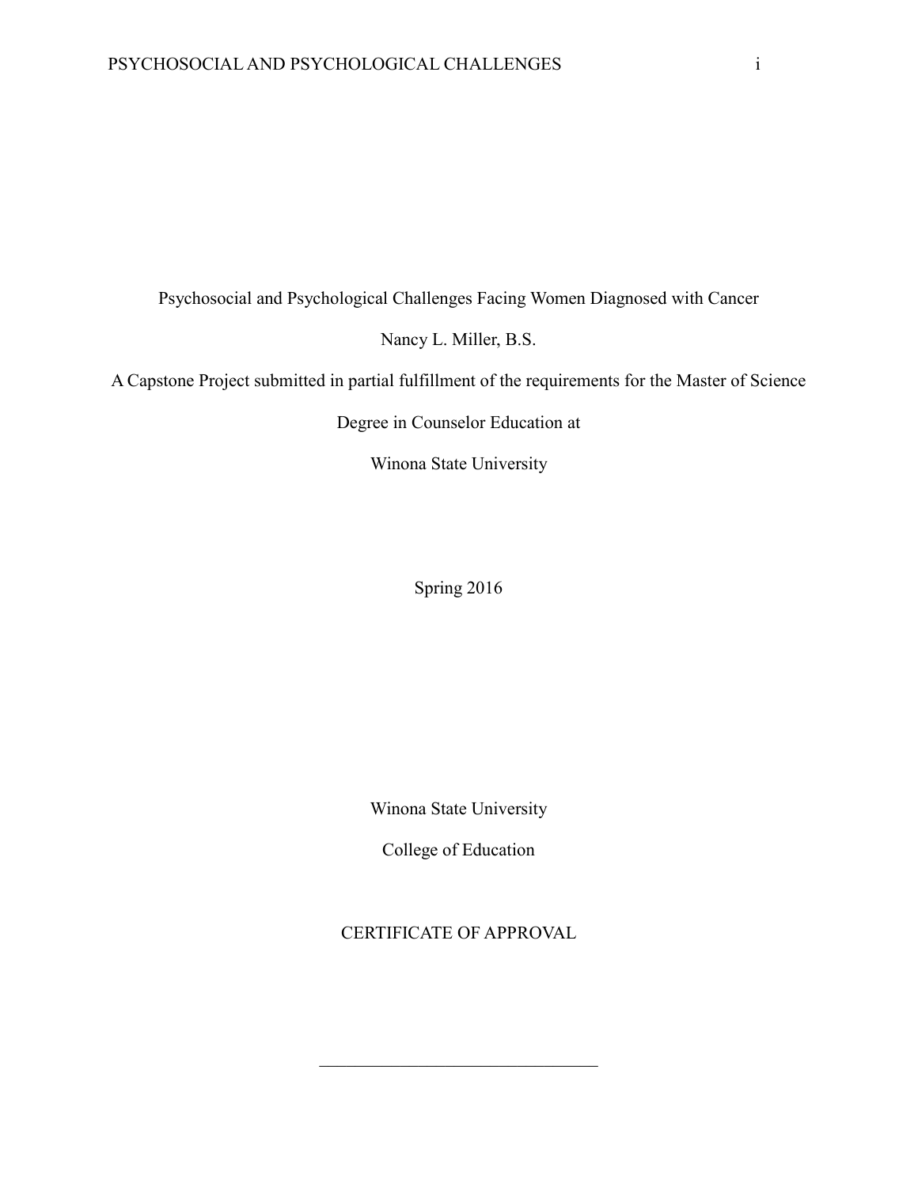Psychosocial and Psychological Challenges Facing Women Diagnosed with Cancer

Nancy L. Miller, B.S.

A Capstone Project submitted in partial fulfillment of the requirements for the Master of Science

Degree in Counselor Education at

Winona State University

Spring 2016

Winona State University

College of Education

CERTIFICATE OF APPROVAL

________________________________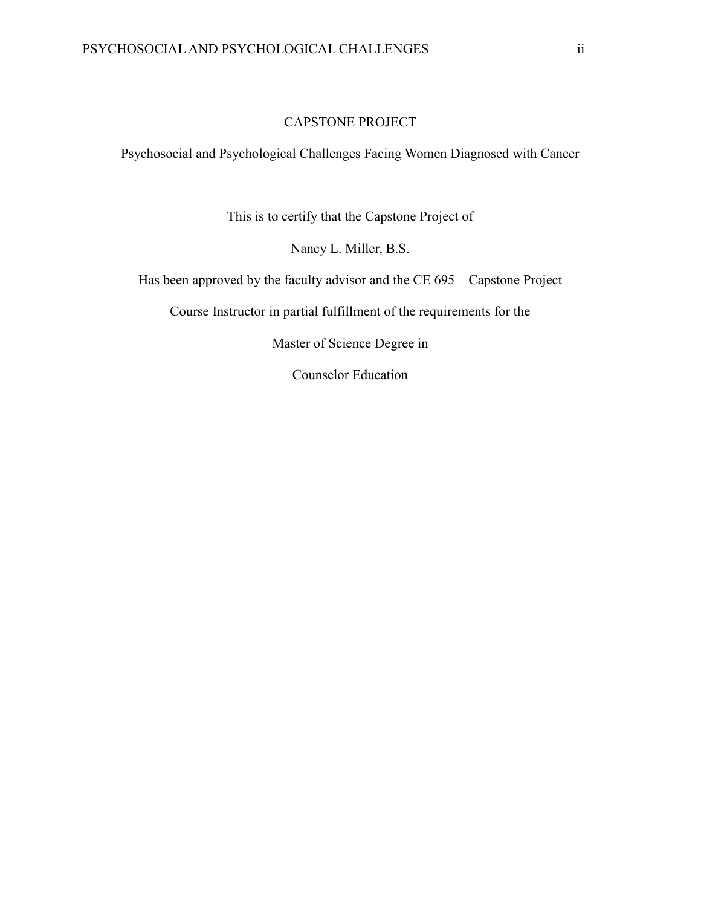# CAPSTONE PROJECT

## Psychosocial and Psychological Challenges Facing Women Diagnosed with Cancer

This is to certify that the Capstone Project of

Nancy L. Miller, B.S.

Has been approved by the faculty advisor and the CE 695 – Capstone Project

Course Instructor in partial fulfillment of the requirements for the

Master of Science Degree in

Counselor Education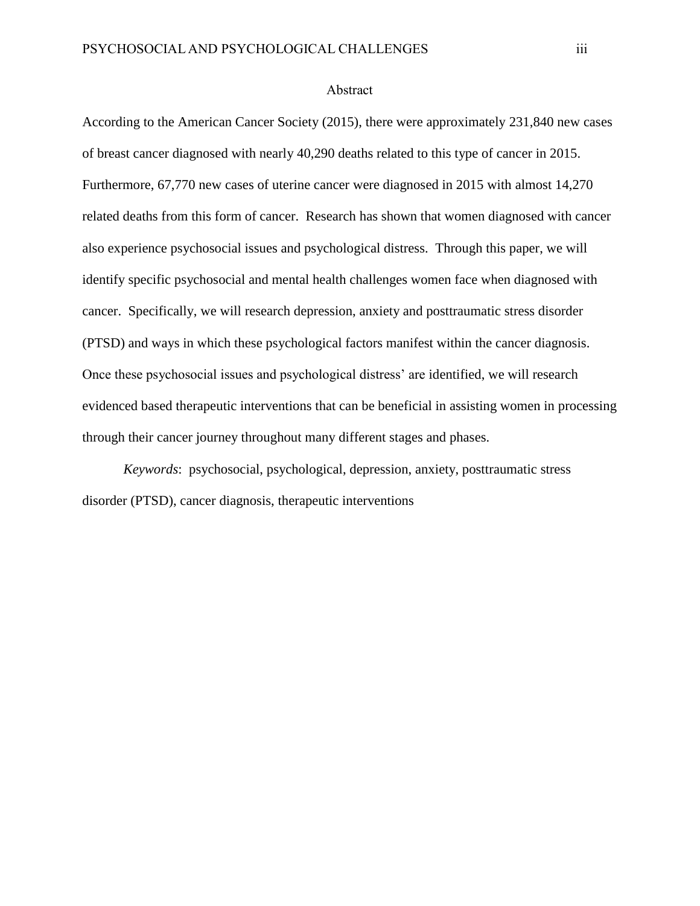## Abstract

According to the American Cancer Society (2015), there were approximately 231,840 new cases of breast cancer diagnosed with nearly 40,290 deaths related to this type of cancer in 2015. Furthermore, 67,770 new cases of uterine cancer were diagnosed in 2015 with almost 14,270 related deaths from this form of cancer. Research has shown that women diagnosed with cancer also experience psychosocial issues and psychological distress. Through this paper, we will identify specific psychosocial and mental health challenges women face when diagnosed with cancer. Specifically, we will research depression, anxiety and posttraumatic stress disorder (PTSD) and ways in which these psychological factors manifest within the cancer diagnosis. Once these psychosocial issues and psychological distress' are identified, we will research evidenced based therapeutic interventions that can be beneficial in assisting women in processing through their cancer journey throughout many different stages and phases.

*Keywords*: psychosocial, psychological, depression, anxiety, posttraumatic stress disorder (PTSD), cancer diagnosis, therapeutic interventions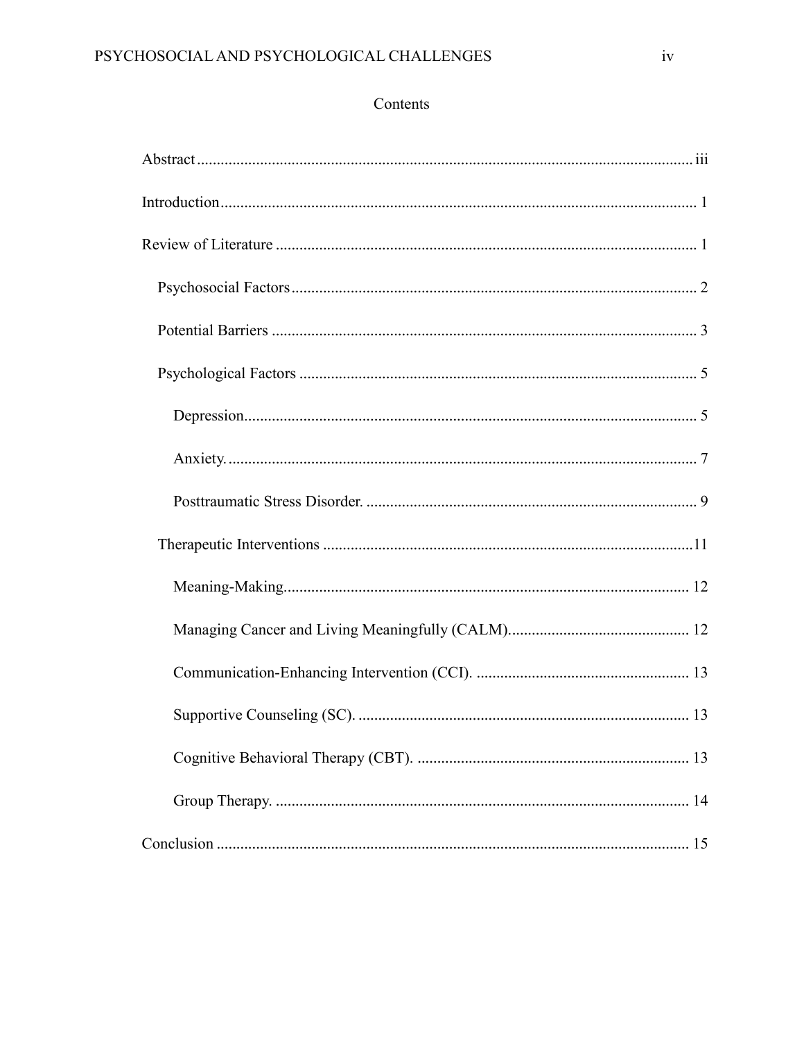# Contents

Abstract ........................................................................................................................ iii

Introduction ....................................................................................................................... 1

Review of Literature .......................................................................................................... 1

- Psychosocial Factors ...................................................................................................... 2
- Potential Barriers ........................................................................................................... 3
- Psychological Factors .................................................................................................... 5
  - Depression. ............................................................................................................... 5
  - Anxiety. .................................................................................................................... 7
  - Posttraumatic Stress Disorder. .................................................................................. 9
- Therapeutic Interventions ............................................................................................. 11
  - Meaning-Making. ..................................................................................................... 12
  - Managing Cancer and Living Meaningfully (CALM). ............................................. 12
  - Communication-Enhancing Intervention (CCI). ....................................................... 13
  - Supportive Counseling (SC). .................................................................................... 13
  - Cognitive Behavioral Therapy (CBT). ..................................................................... 13
  - Group Therapy. ........................................................................................................ 14

Conclusion ....................................................................................................................... 15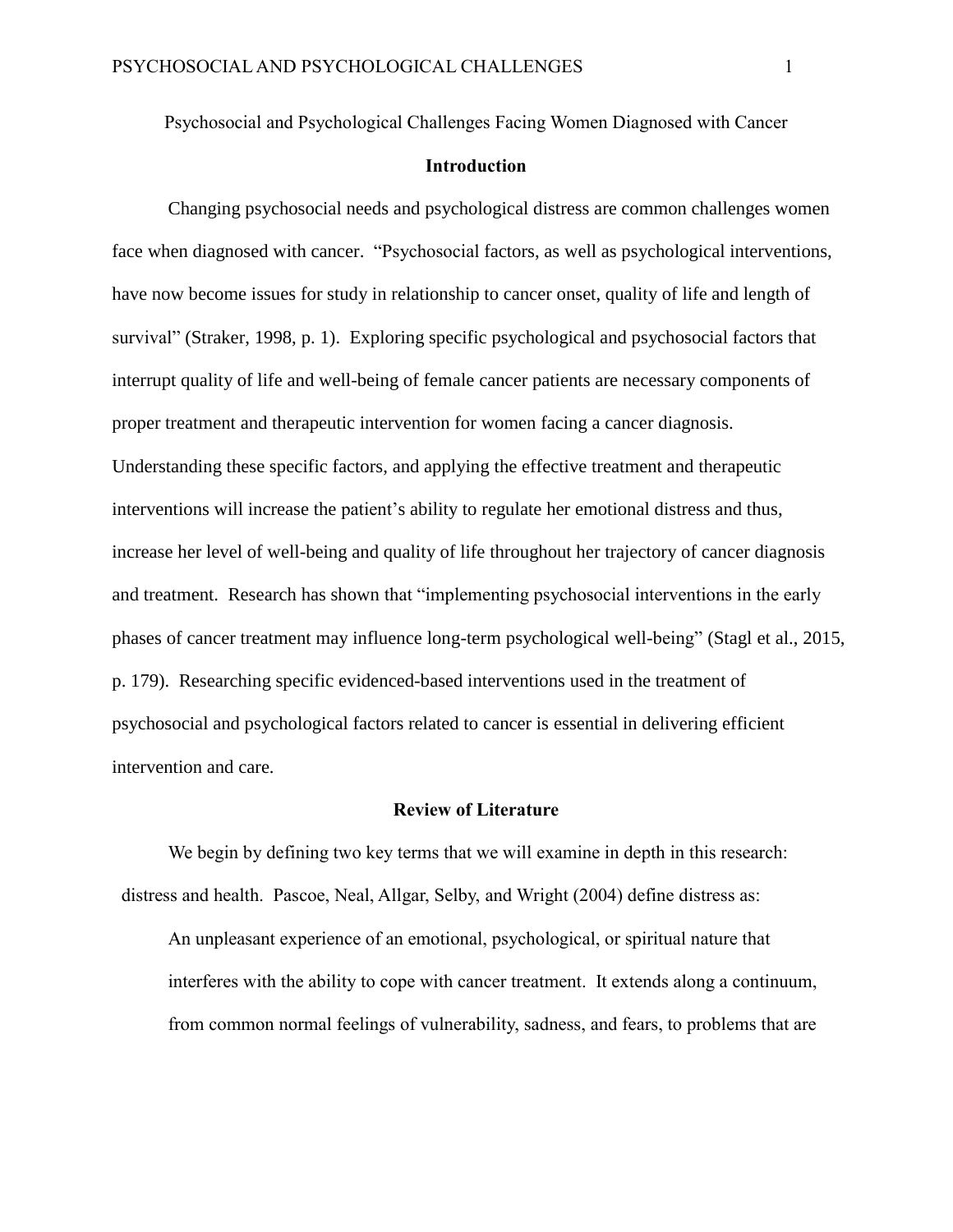Psychosocial and Psychological Challenges Facing Women Diagnosed with Cancer

## Introduction

Changing psychosocial needs and psychological distress are common challenges women face when diagnosed with cancer. "Psychosocial factors, as well as psychological interventions, have now become issues for study in relationship to cancer onset, quality of life and length of survival" (Straker, 1998, p. 1). Exploring specific psychological and psychosocial factors that interrupt quality of life and well-being of female cancer patients are necessary components of proper treatment and therapeutic intervention for women facing a cancer diagnosis. Understanding these specific factors, and applying the effective treatment and therapeutic interventions will increase the patient's ability to regulate her emotional distress and thus, increase her level of well-being and quality of life throughout her trajectory of cancer diagnosis and treatment. Research has shown that "implementing psychosocial interventions in the early phases of cancer treatment may influence long-term psychological well-being" (Stagl et al., 2015, p. 179). Researching specific evidenced-based interventions used in the treatment of psychosocial and psychological factors related to cancer is essential in delivering efficient intervention and care.

## Review of Literature

We begin by defining two key terms that we will examine in depth in this research: distress and health. Pascoe, Neal, Allgar, Selby, and Wright (2004) define distress as:

> An unpleasant experience of an emotional, psychological, or spiritual nature that interferes with the ability to cope with cancer treatment. It extends along a continuum, from common normal feelings of vulnerability, sadness, and fears, to problems that are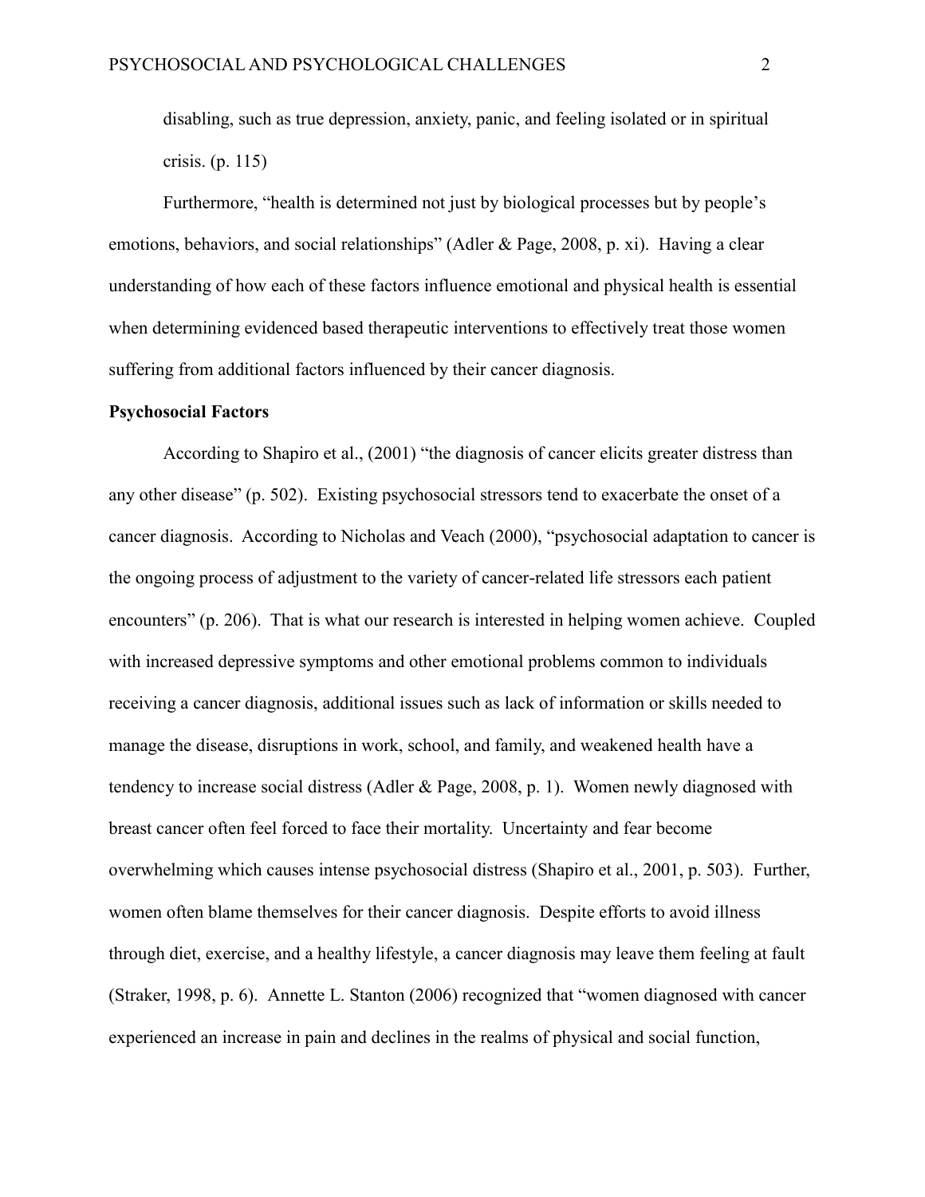disabling, such as true depression, anxiety, panic, and feeling isolated or in spiritual crisis. (p. 115)

Furthermore, "health is determined not just by biological processes but by people's emotions, behaviors, and social relationships" (Adler & Page, 2008, p. xi). Having a clear understanding of how each of these factors influence emotional and physical health is essential when determining evidenced based therapeutic interventions to effectively treat those women suffering from additional factors influenced by their cancer diagnosis.

**Psychosocial Factors**

According to Shapiro et al., (2001) "the diagnosis of cancer elicits greater distress than any other disease" (p. 502). Existing psychosocial stressors tend to exacerbate the onset of a cancer diagnosis. According to Nicholas and Veach (2000), "psychosocial adaptation to cancer is the ongoing process of adjustment to the variety of cancer-related life stressors each patient encounters" (p. 206). That is what our research is interested in helping women achieve. Coupled with increased depressive symptoms and other emotional problems common to individuals receiving a cancer diagnosis, additional issues such as lack of information or skills needed to manage the disease, disruptions in work, school, and family, and weakened health have a tendency to increase social distress (Adler & Page, 2008, p. 1). Women newly diagnosed with breast cancer often feel forced to face their mortality. Uncertainty and fear become overwhelming which causes intense psychosocial distress (Shapiro et al., 2001, p. 503). Further, women often blame themselves for their cancer diagnosis. Despite efforts to avoid illness through diet, exercise, and a healthy lifestyle, a cancer diagnosis may leave them feeling at fault (Straker, 1998, p. 6). Annette L. Stanton (2006) recognized that "women diagnosed with cancer experienced an increase in pain and declines in the realms of physical and social function,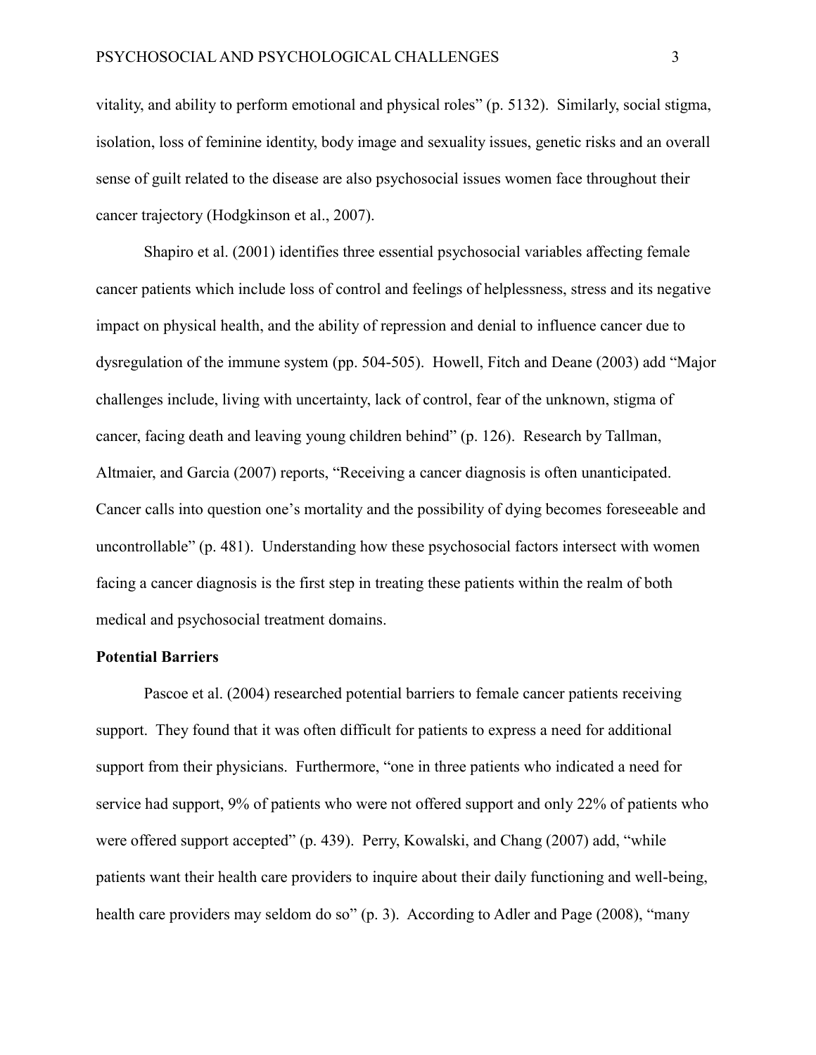vitality, and ability to perform emotional and physical roles" (p. 5132). Similarly, social stigma, isolation, loss of feminine identity, body image and sexuality issues, genetic risks and an overall sense of guilt related to the disease are also psychosocial issues women face throughout their cancer trajectory (Hodgkinson et al., 2007).

Shapiro et al. (2001) identifies three essential psychosocial variables affecting female cancer patients which include loss of control and feelings of helplessness, stress and its negative impact on physical health, and the ability of repression and denial to influence cancer due to dysregulation of the immune system (pp. 504-505). Howell, Fitch and Deane (2003) add "Major challenges include, living with uncertainty, lack of control, fear of the unknown, stigma of cancer, facing death and leaving young children behind" (p. 126). Research by Tallman, Altmaier, and Garcia (2007) reports, "Receiving a cancer diagnosis is often unanticipated. Cancer calls into question one's mortality and the possibility of dying becomes foreseeable and uncontrollable" (p. 481). Understanding how these psychosocial factors intersect with women facing a cancer diagnosis is the first step in treating these patients within the realm of both medical and psychosocial treatment domains.

**Potential Barriers**

Pascoe et al. (2004) researched potential barriers to female cancer patients receiving support. They found that it was often difficult for patients to express a need for additional support from their physicians. Furthermore, "one in three patients who indicated a need for service had support, 9% of patients who were not offered support and only 22% of patients who were offered support accepted" (p. 439). Perry, Kowalski, and Chang (2007) add, "while patients want their health care providers to inquire about their daily functioning and well-being, health care providers may seldom do so" (p. 3). According to Adler and Page (2008), "many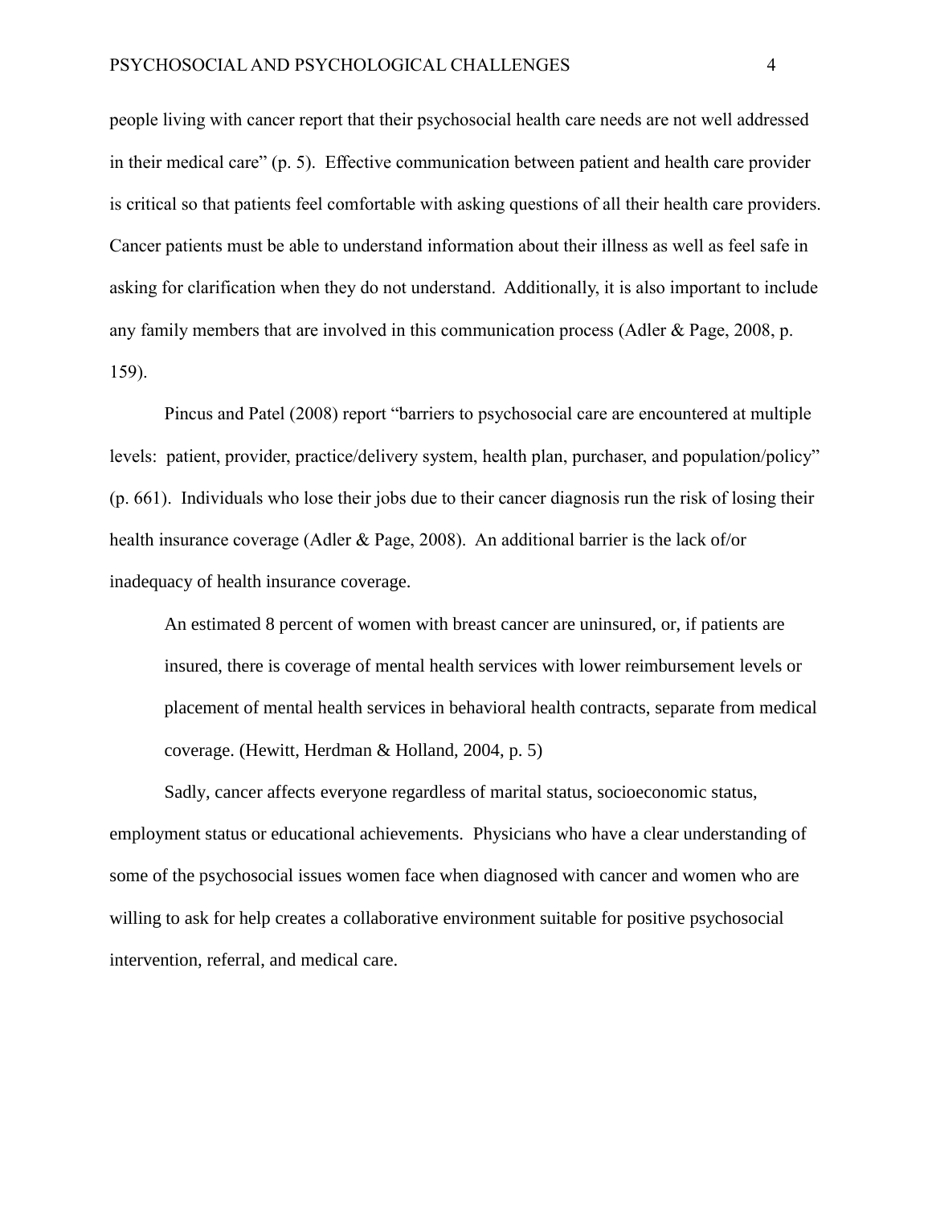people living with cancer report that their psychosocial health care needs are not well addressed in their medical care" (p. 5). Effective communication between patient and health care provider is critical so that patients feel comfortable with asking questions of all their health care providers. Cancer patients must be able to understand information about their illness as well as feel safe in asking for clarification when they do not understand. Additionally, it is also important to include any family members that are involved in this communication process (Adler & Page, 2008, p. 159).

Pincus and Patel (2008) report "barriers to psychosocial care are encountered at multiple levels: patient, provider, practice/delivery system, health plan, purchaser, and population/policy" (p. 661). Individuals who lose their jobs due to their cancer diagnosis run the risk of losing their health insurance coverage (Adler & Page, 2008). An additional barrier is the lack of/or inadequacy of health insurance coverage.

> An estimated 8 percent of women with breast cancer are uninsured, or, if patients are insured, there is coverage of mental health services with lower reimbursement levels or placement of mental health services in behavioral health contracts, separate from medical coverage. (Hewitt, Herdman & Holland, 2004, p. 5)

Sadly, cancer affects everyone regardless of marital status, socioeconomic status, employment status or educational achievements. Physicians who have a clear understanding of some of the psychosocial issues women face when diagnosed with cancer and women who are willing to ask for help creates a collaborative environment suitable for positive psychosocial intervention, referral, and medical care.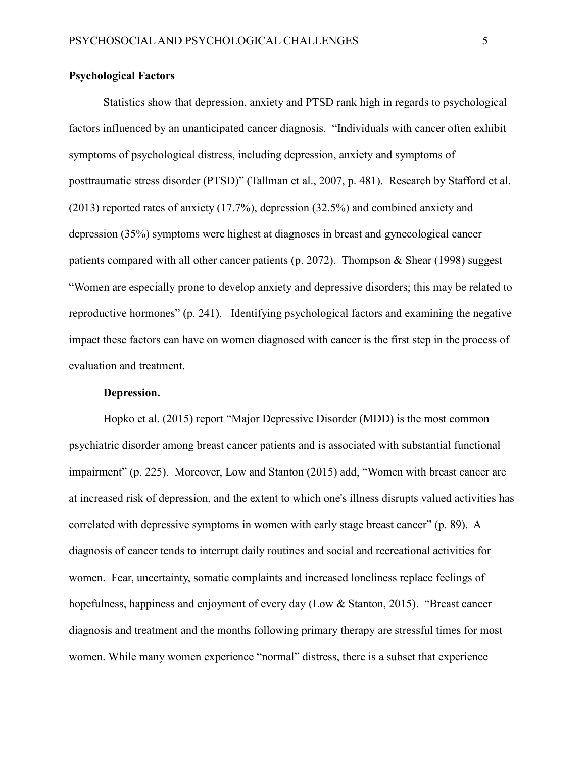## Psychological Factors

Statistics show that depression, anxiety and PTSD rank high in regards to psychological factors influenced by an unanticipated cancer diagnosis. "Individuals with cancer often exhibit symptoms of psychological distress, including depression, anxiety and symptoms of posttraumatic stress disorder (PTSD)" (Tallman et al., 2007, p. 481). Research by Stafford et al. (2013) reported rates of anxiety (17.7%), depression (32.5%) and combined anxiety and depression (35%) symptoms were highest at diagnoses in breast and gynecological cancer patients compared with all other cancer patients (p. 2072). Thompson & Shear (1998) suggest "Women are especially prone to develop anxiety and depressive disorders; this may be related to reproductive hormones" (p. 241). Identifying psychological factors and examining the negative impact these factors can have on women diagnosed with cancer is the first step in the process of evaluation and treatment.

### Depression.

Hopko et al. (2015) report "Major Depressive Disorder (MDD) is the most common psychiatric disorder among breast cancer patients and is associated with substantial functional impairment" (p. 225). Moreover, Low and Stanton (2015) add, "Women with breast cancer are at increased risk of depression, and the extent to which one's illness disrupts valued activities has correlated with depressive symptoms in women with early stage breast cancer" (p. 89). A diagnosis of cancer tends to interrupt daily routines and social and recreational activities for women. Fear, uncertainty, somatic complaints and increased loneliness replace feelings of hopefulness, happiness and enjoyment of every day (Low & Stanton, 2015). "Breast cancer diagnosis and treatment and the months following primary therapy are stressful times for most women. While many women experience "normal" distress, there is a subset that experience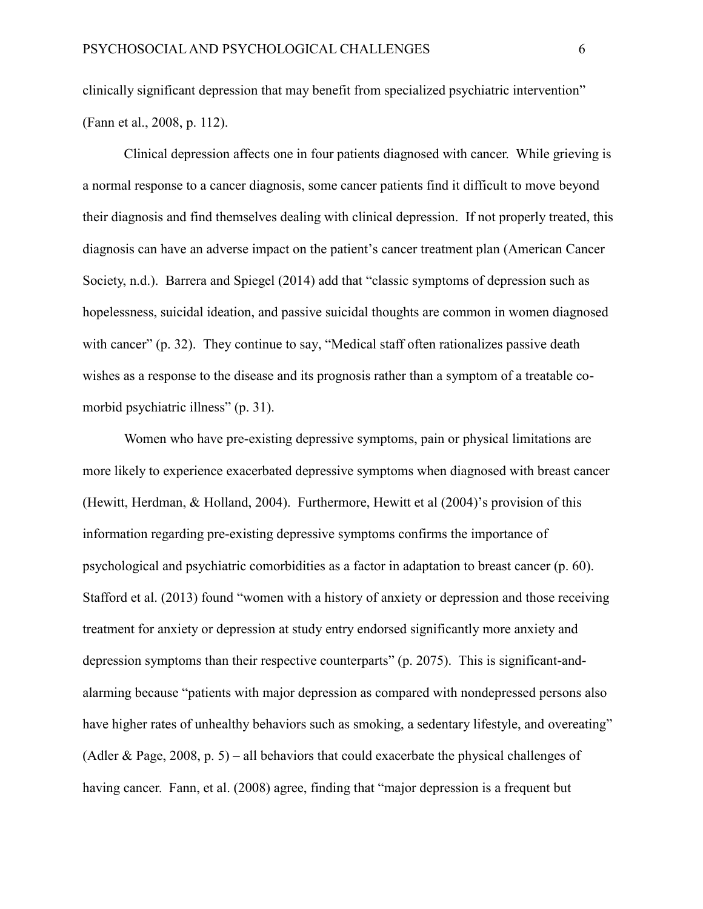clinically significant depression that may benefit from specialized psychiatric intervention" (Fann et al., 2008, p. 112).

Clinical depression affects one in four patients diagnosed with cancer. While grieving is a normal response to a cancer diagnosis, some cancer patients find it difficult to move beyond their diagnosis and find themselves dealing with clinical depression. If not properly treated, this diagnosis can have an adverse impact on the patient's cancer treatment plan (American Cancer Society, n.d.). Barrera and Spiegel (2014) add that "classic symptoms of depression such as hopelessness, suicidal ideation, and passive suicidal thoughts are common in women diagnosed with cancer" (p. 32). They continue to say, "Medical staff often rationalizes passive death wishes as a response to the disease and its prognosis rather than a symptom of a treatable co-morbid psychiatric illness" (p. 31).

Women who have pre-existing depressive symptoms, pain or physical limitations are more likely to experience exacerbated depressive symptoms when diagnosed with breast cancer (Hewitt, Herdman, & Holland, 2004). Furthermore, Hewitt et al (2004)'s provision of this information regarding pre-existing depressive symptoms confirms the importance of psychological and psychiatric comorbidities as a factor in adaptation to breast cancer (p. 60). Stafford et al. (2013) found "women with a history of anxiety or depression and those receiving treatment for anxiety or depression at study entry endorsed significantly more anxiety and depression symptoms than their respective counterparts" (p. 2075). This is significant-and-alarming because "patients with major depression as compared with nondepressed persons also have higher rates of unhealthy behaviors such as smoking, a sedentary lifestyle, and overeating" (Adler & Page, 2008, p. 5) – all behaviors that could exacerbate the physical challenges of having cancer. Fann, et al. (2008) agree, finding that "major depression is a frequent but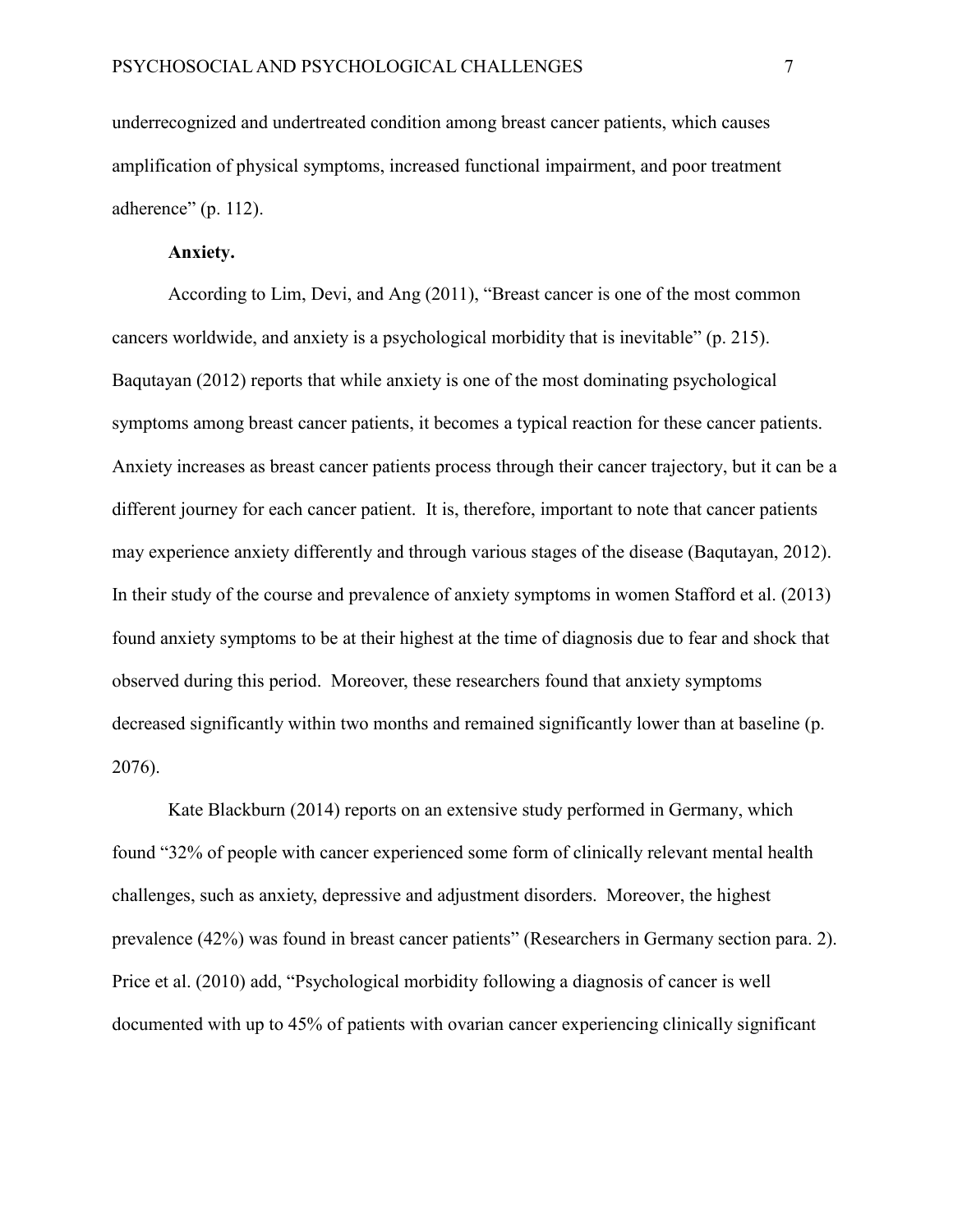underrecognized and undertreated condition among breast cancer patients, which causes amplification of physical symptoms, increased functional impairment, and poor treatment adherence" (p. 112).

**Anxiety.**

According to Lim, Devi, and Ang (2011), "Breast cancer is one of the most common cancers worldwide, and anxiety is a psychological morbidity that is inevitable" (p. 215). Baqutayan (2012) reports that while anxiety is one of the most dominating psychological symptoms among breast cancer patients, it becomes a typical reaction for these cancer patients. Anxiety increases as breast cancer patients process through their cancer trajectory, but it can be a different journey for each cancer patient. It is, therefore, important to note that cancer patients may experience anxiety differently and through various stages of the disease (Baqutayan, 2012). In their study of the course and prevalence of anxiety symptoms in women Stafford et al. (2013) found anxiety symptoms to be at their highest at the time of diagnosis due to fear and shock that observed during this period. Moreover, these researchers found that anxiety symptoms decreased significantly within two months and remained significantly lower than at baseline (p. 2076).

Kate Blackburn (2014) reports on an extensive study performed in Germany, which found "32% of people with cancer experienced some form of clinically relevant mental health challenges, such as anxiety, depressive and adjustment disorders. Moreover, the highest prevalence (42%) was found in breast cancer patients" (Researchers in Germany section para. 2). Price et al. (2010) add, "Psychological morbidity following a diagnosis of cancer is well documented with up to 45% of patients with ovarian cancer experiencing clinically significant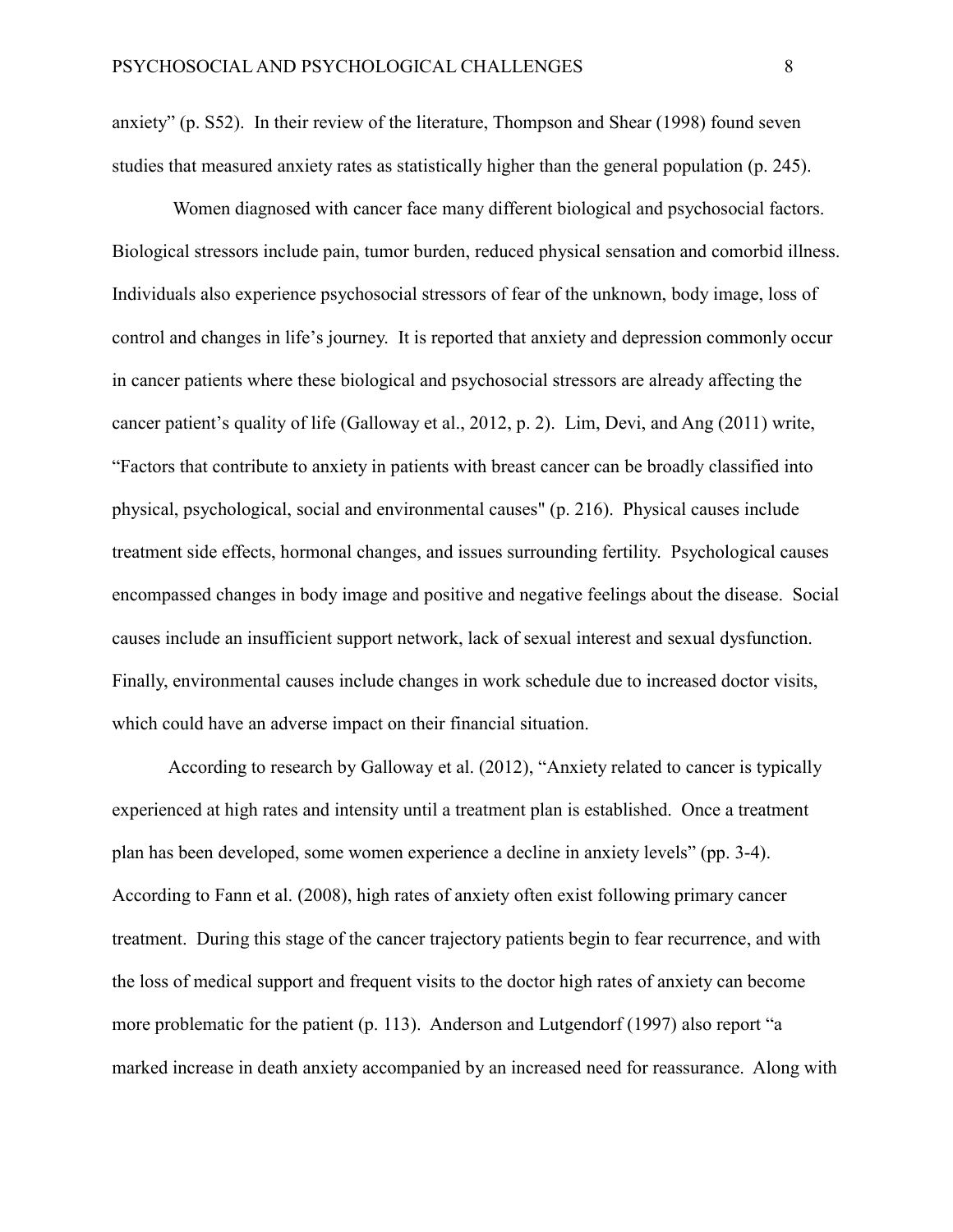anxiety" (p. S52). In their review of the literature, Thompson and Shear (1998) found seven studies that measured anxiety rates as statistically higher than the general population (p. 245).

Women diagnosed with cancer face many different biological and psychosocial factors. Biological stressors include pain, tumor burden, reduced physical sensation and comorbid illness. Individuals also experience psychosocial stressors of fear of the unknown, body image, loss of control and changes in life's journey. It is reported that anxiety and depression commonly occur in cancer patients where these biological and psychosocial stressors are already affecting the cancer patient's quality of life (Galloway et al., 2012, p. 2). Lim, Devi, and Ang (2011) write, "Factors that contribute to anxiety in patients with breast cancer can be broadly classified into physical, psychological, social and environmental causes" (p. 216). Physical causes include treatment side effects, hormonal changes, and issues surrounding fertility. Psychological causes encompassed changes in body image and positive and negative feelings about the disease. Social causes include an insufficient support network, lack of sexual interest and sexual dysfunction. Finally, environmental causes include changes in work schedule due to increased doctor visits, which could have an adverse impact on their financial situation.

According to research by Galloway et al. (2012), "Anxiety related to cancer is typically experienced at high rates and intensity until a treatment plan is established. Once a treatment plan has been developed, some women experience a decline in anxiety levels" (pp. 3-4). According to Fann et al. (2008), high rates of anxiety often exist following primary cancer treatment. During this stage of the cancer trajectory patients begin to fear recurrence, and with the loss of medical support and frequent visits to the doctor high rates of anxiety can become more problematic for the patient (p. 113). Anderson and Lutgendorf (1997) also report "a marked increase in death anxiety accompanied by an increased need for reassurance. Along with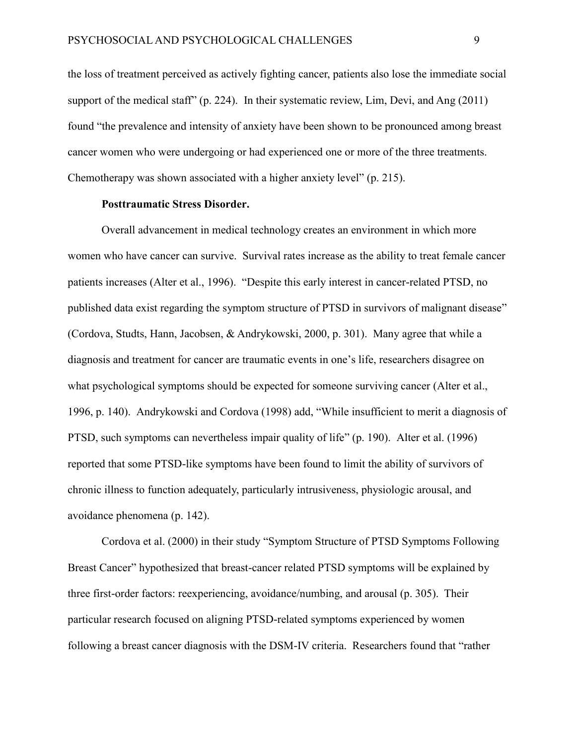the loss of treatment perceived as actively fighting cancer, patients also lose the immediate social support of the medical staff" (p. 224). In their systematic review, Lim, Devi, and Ang (2011) found "the prevalence and intensity of anxiety have been shown to be pronounced among breast cancer women who were undergoing or had experienced one or more of the three treatments. Chemotherapy was shown associated with a higher anxiety level" (p. 215).

**Posttraumatic Stress Disorder.**

Overall advancement in medical technology creates an environment in which more women who have cancer can survive. Survival rates increase as the ability to treat female cancer patients increases (Alter et al., 1996). "Despite this early interest in cancer-related PTSD, no published data exist regarding the symptom structure of PTSD in survivors of malignant disease" (Cordova, Studts, Hann, Jacobsen, & Andrykowski, 2000, p. 301). Many agree that while a diagnosis and treatment for cancer are traumatic events in one's life, researchers disagree on what psychological symptoms should be expected for someone surviving cancer (Alter et al., 1996, p. 140). Andrykowski and Cordova (1998) add, "While insufficient to merit a diagnosis of PTSD, such symptoms can nevertheless impair quality of life" (p. 190). Alter et al. (1996) reported that some PTSD-like symptoms have been found to limit the ability of survivors of chronic illness to function adequately, particularly intrusiveness, physiologic arousal, and avoidance phenomena (p. 142).

Cordova et al. (2000) in their study "Symptom Structure of PTSD Symptoms Following Breast Cancer" hypothesized that breast-cancer related PTSD symptoms will be explained by three first-order factors: reexperiencing, avoidance/numbing, and arousal (p. 305). Their particular research focused on aligning PTSD-related symptoms experienced by women following a breast cancer diagnosis with the DSM-IV criteria. Researchers found that "rather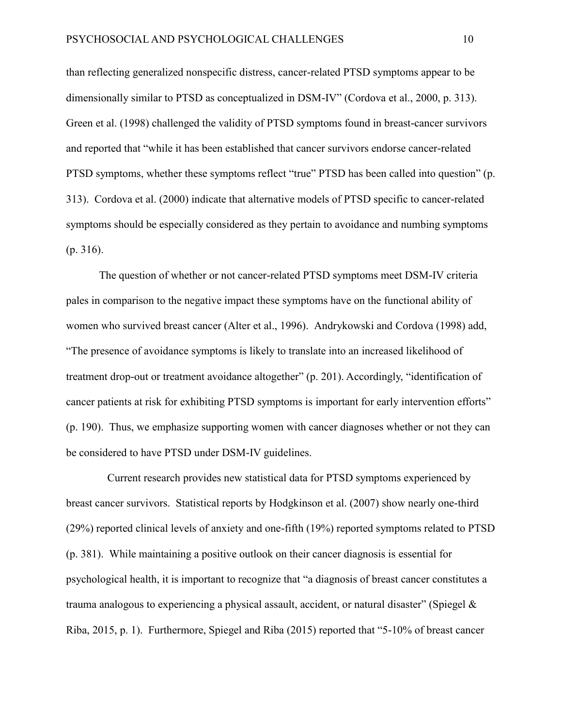than reflecting generalized nonspecific distress, cancer-related PTSD symptoms appear to be dimensionally similar to PTSD as conceptualized in DSM-IV" (Cordova et al., 2000, p. 313). Green et al. (1998) challenged the validity of PTSD symptoms found in breast-cancer survivors and reported that "while it has been established that cancer survivors endorse cancer-related PTSD symptoms, whether these symptoms reflect "true" PTSD has been called into question" (p. 313). Cordova et al. (2000) indicate that alternative models of PTSD specific to cancer-related symptoms should be especially considered as they pertain to avoidance and numbing symptoms (p. 316).

The question of whether or not cancer-related PTSD symptoms meet DSM-IV criteria pales in comparison to the negative impact these symptoms have on the functional ability of women who survived breast cancer (Alter et al., 1996). Andrykowski and Cordova (1998) add, "The presence of avoidance symptoms is likely to translate into an increased likelihood of treatment drop-out or treatment avoidance altogether" (p. 201). Accordingly, "identification of cancer patients at risk for exhibiting PTSD symptoms is important for early intervention efforts" (p. 190). Thus, we emphasize supporting women with cancer diagnoses whether or not they can be considered to have PTSD under DSM-IV guidelines.

Current research provides new statistical data for PTSD symptoms experienced by breast cancer survivors. Statistical reports by Hodgkinson et al. (2007) show nearly one-third (29%) reported clinical levels of anxiety and one-fifth (19%) reported symptoms related to PTSD (p. 381). While maintaining a positive outlook on their cancer diagnosis is essential for psychological health, it is important to recognize that "a diagnosis of breast cancer constitutes a trauma analogous to experiencing a physical assault, accident, or natural disaster" (Spiegel & Riba, 2015, p. 1). Furthermore, Spiegel and Riba (2015) reported that "5-10% of breast cancer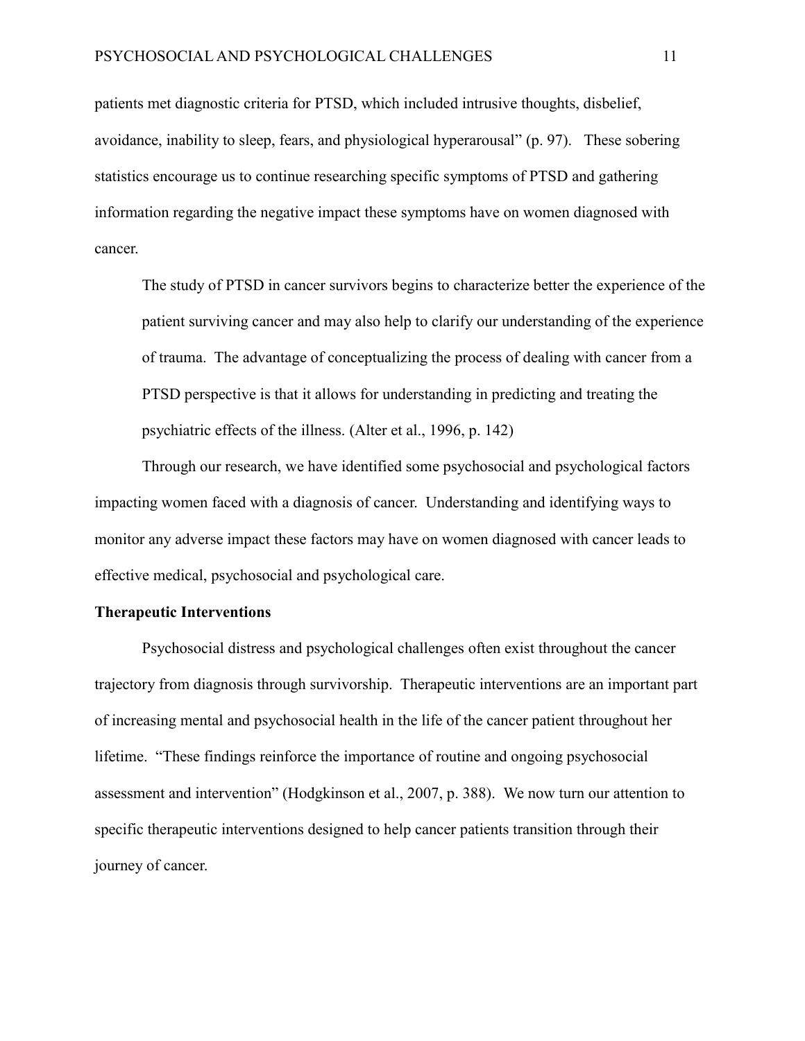patients met diagnostic criteria for PTSD, which included intrusive thoughts, disbelief, avoidance, inability to sleep, fears, and physiological hyperarousal" (p. 97). These sobering statistics encourage us to continue researching specific symptoms of PTSD and gathering information regarding the negative impact these symptoms have on women diagnosed with cancer.

> The study of PTSD in cancer survivors begins to characterize better the experience of the patient surviving cancer and may also help to clarify our understanding of the experience of trauma. The advantage of conceptualizing the process of dealing with cancer from a PTSD perspective is that it allows for understanding in predicting and treating the psychiatric effects of the illness. (Alter et al., 1996, p. 142)

Through our research, we have identified some psychosocial and psychological factors impacting women faced with a diagnosis of cancer. Understanding and identifying ways to monitor any adverse impact these factors may have on women diagnosed with cancer leads to effective medical, psychosocial and psychological care.

**Therapeutic Interventions**

Psychosocial distress and psychological challenges often exist throughout the cancer trajectory from diagnosis through survivorship. Therapeutic interventions are an important part of increasing mental and psychosocial health in the life of the cancer patient throughout her lifetime. "These findings reinforce the importance of routine and ongoing psychosocial assessment and intervention" (Hodgkinson et al., 2007, p. 388). We now turn our attention to specific therapeutic interventions designed to help cancer patients transition through their journey of cancer.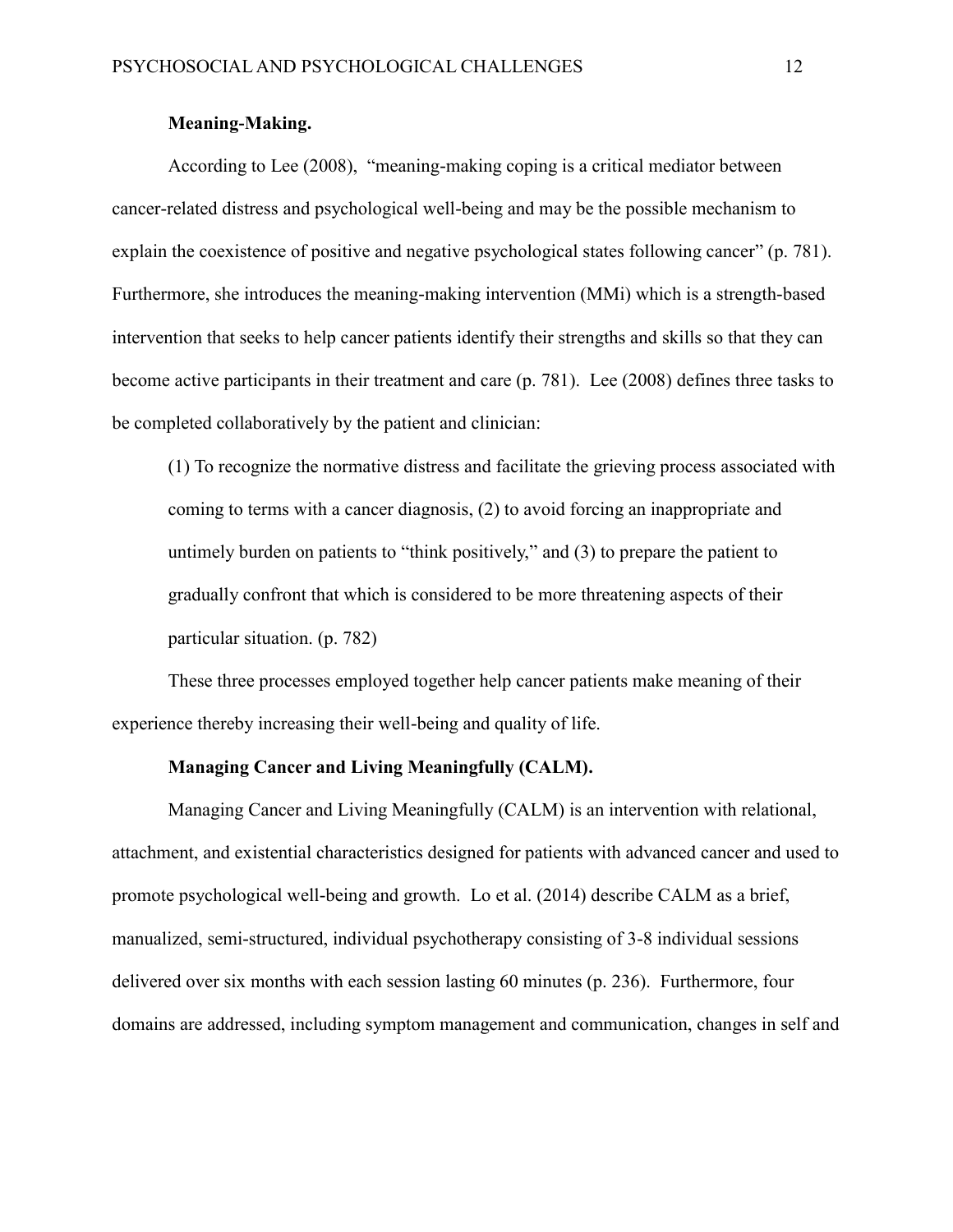**Meaning-Making.**

According to Lee (2008), "meaning-making coping is a critical mediator between cancer-related distress and psychological well-being and may be the possible mechanism to explain the coexistence of positive and negative psychological states following cancer" (p. 781). Furthermore, she introduces the meaning-making intervention (MMi) which is a strength-based intervention that seeks to help cancer patients identify their strengths and skills so that they can become active participants in their treatment and care (p. 781). Lee (2008) defines three tasks to be completed collaboratively by the patient and clinician:

> (1) To recognize the normative distress and facilitate the grieving process associated with coming to terms with a cancer diagnosis, (2) to avoid forcing an inappropriate and untimely burden on patients to "think positively," and (3) to prepare the patient to gradually confront that which is considered to be more threatening aspects of their particular situation. (p. 782)

These three processes employed together help cancer patients make meaning of their experience thereby increasing their well-being and quality of life.

**Managing Cancer and Living Meaningfully (CALM).**

Managing Cancer and Living Meaningfully (CALM) is an intervention with relational, attachment, and existential characteristics designed for patients with advanced cancer and used to promote psychological well-being and growth. Lo et al. (2014) describe CALM as a brief, manualized, semi-structured, individual psychotherapy consisting of 3-8 individual sessions delivered over six months with each session lasting 60 minutes (p. 236). Furthermore, four domains are addressed, including symptom management and communication, changes in self and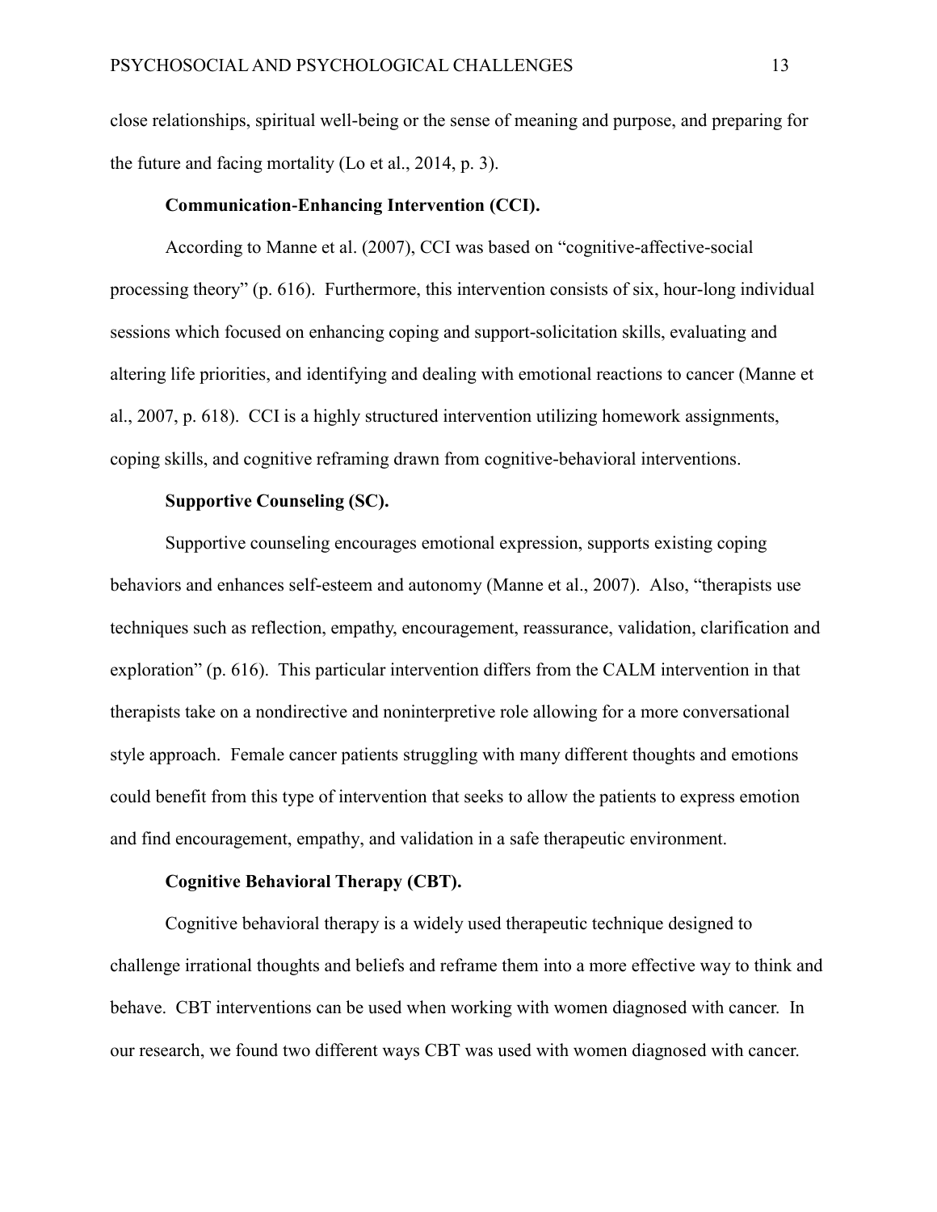close relationships, spiritual well-being or the sense of meaning and purpose, and preparing for the future and facing mortality (Lo et al., 2014, p. 3).

### Communication-Enhancing Intervention (CCI).

According to Manne et al. (2007), CCI was based on "cognitive-affective-social processing theory" (p. 616). Furthermore, this intervention consists of six, hour-long individual sessions which focused on enhancing coping and support-solicitation skills, evaluating and altering life priorities, and identifying and dealing with emotional reactions to cancer (Manne et al., 2007, p. 618). CCI is a highly structured intervention utilizing homework assignments, coping skills, and cognitive reframing drawn from cognitive-behavioral interventions.

### Supportive Counseling (SC).

Supportive counseling encourages emotional expression, supports existing coping behaviors and enhances self-esteem and autonomy (Manne et al., 2007). Also, "therapists use techniques such as reflection, empathy, encouragement, reassurance, validation, clarification and exploration" (p. 616). This particular intervention differs from the CALM intervention in that therapists take on a nondirective and noninterpretive role allowing for a more conversational style approach. Female cancer patients struggling with many different thoughts and emotions could benefit from this type of intervention that seeks to allow the patients to express emotion and find encouragement, empathy, and validation in a safe therapeutic environment.

### Cognitive Behavioral Therapy (CBT).

Cognitive behavioral therapy is a widely used therapeutic technique designed to challenge irrational thoughts and beliefs and reframe them into a more effective way to think and behave. CBT interventions can be used when working with women diagnosed with cancer. In our research, we found two different ways CBT was used with women diagnosed with cancer.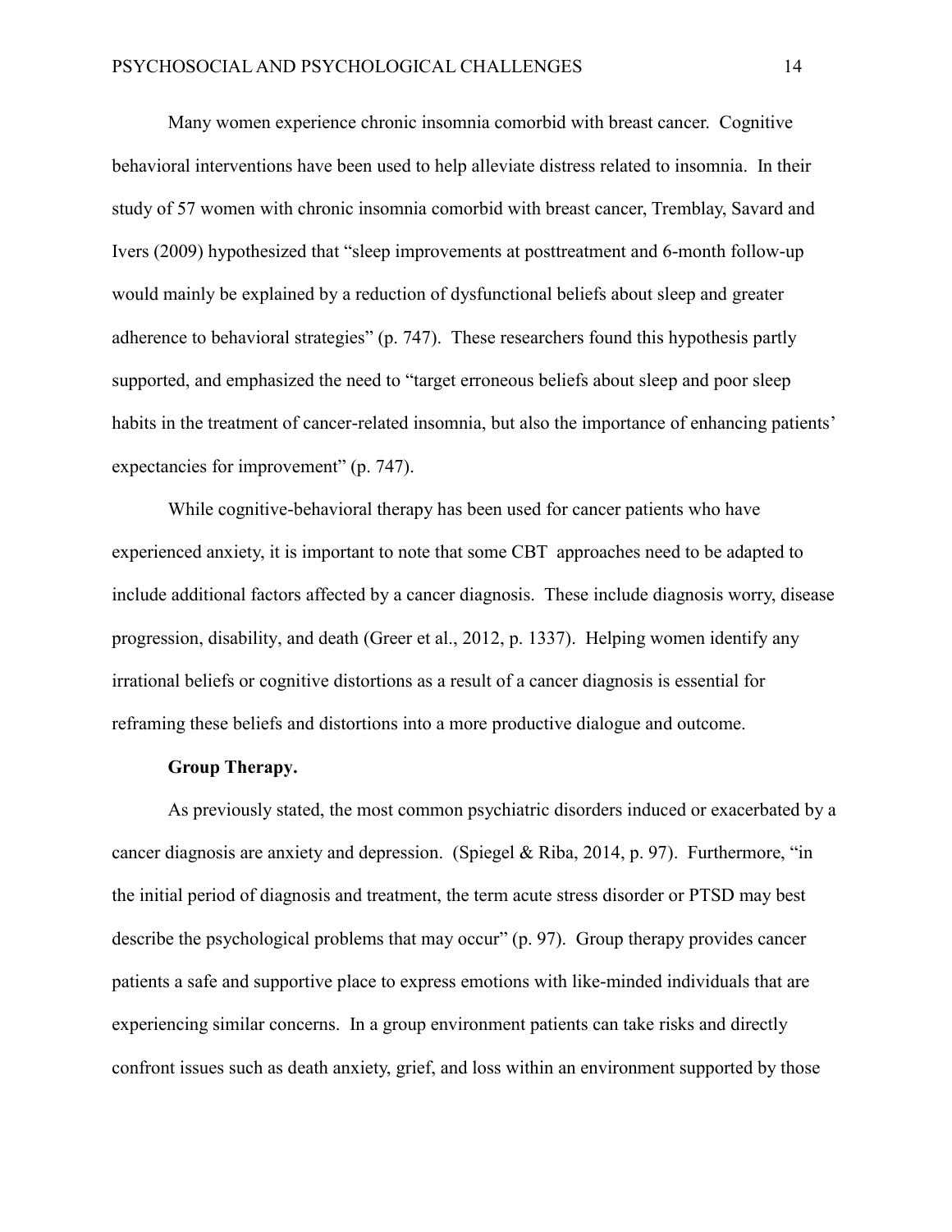Many women experience chronic insomnia comorbid with breast cancer. Cognitive behavioral interventions have been used to help alleviate distress related to insomnia. In their study of 57 women with chronic insomnia comorbid with breast cancer, Tremblay, Savard and Ivers (2009) hypothesized that "sleep improvements at posttreatment and 6-month follow-up would mainly be explained by a reduction of dysfunctional beliefs about sleep and greater adherence to behavioral strategies" (p. 747). These researchers found this hypothesis partly supported, and emphasized the need to "target erroneous beliefs about sleep and poor sleep habits in the treatment of cancer-related insomnia, but also the importance of enhancing patients' expectancies for improvement" (p. 747).

While cognitive-behavioral therapy has been used for cancer patients who have experienced anxiety, it is important to note that some CBT approaches need to be adapted to include additional factors affected by a cancer diagnosis. These include diagnosis worry, disease progression, disability, and death (Greer et al., 2012, p. 1337). Helping women identify any irrational beliefs or cognitive distortions as a result of a cancer diagnosis is essential for reframing these beliefs and distortions into a more productive dialogue and outcome.

**Group Therapy.**

As previously stated, the most common psychiatric disorders induced or exacerbated by a cancer diagnosis are anxiety and depression. (Spiegel & Riba, 2014, p. 97). Furthermore, "in the initial period of diagnosis and treatment, the term acute stress disorder or PTSD may best describe the psychological problems that may occur" (p. 97). Group therapy provides cancer patients a safe and supportive place to express emotions with like-minded individuals that are experiencing similar concerns. In a group environment patients can take risks and directly confront issues such as death anxiety, grief, and loss within an environment supported by those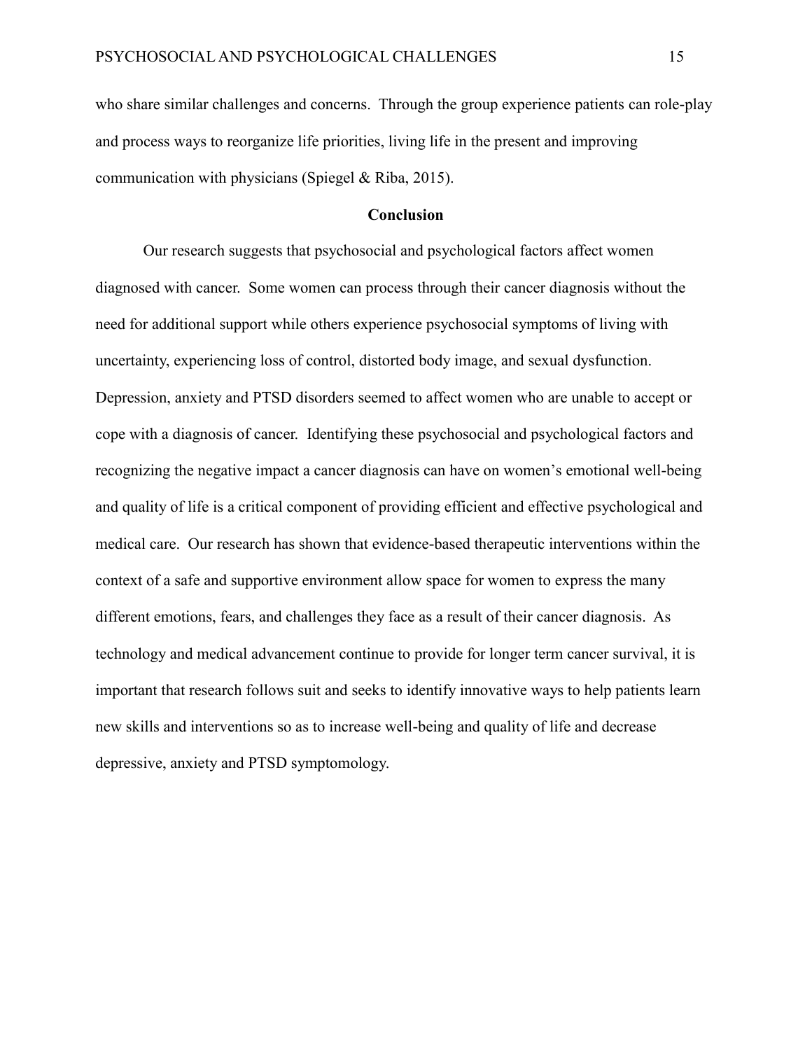who share similar challenges and concerns. Through the group experience patients can role-play and process ways to reorganize life priorities, living life in the present and improving communication with physicians (Spiegel & Riba, 2015).

## Conclusion

Our research suggests that psychosocial and psychological factors affect women diagnosed with cancer. Some women can process through their cancer diagnosis without the need for additional support while others experience psychosocial symptoms of living with uncertainty, experiencing loss of control, distorted body image, and sexual dysfunction. Depression, anxiety and PTSD disorders seemed to affect women who are unable to accept or cope with a diagnosis of cancer. Identifying these psychosocial and psychological factors and recognizing the negative impact a cancer diagnosis can have on women's emotional well-being and quality of life is a critical component of providing efficient and effective psychological and medical care. Our research has shown that evidence-based therapeutic interventions within the context of a safe and supportive environment allow space for women to express the many different emotions, fears, and challenges they face as a result of their cancer diagnosis. As technology and medical advancement continue to provide for longer term cancer survival, it is important that research follows suit and seeks to identify innovative ways to help patients learn new skills and interventions so as to increase well-being and quality of life and decrease depressive, anxiety and PTSD symptomology.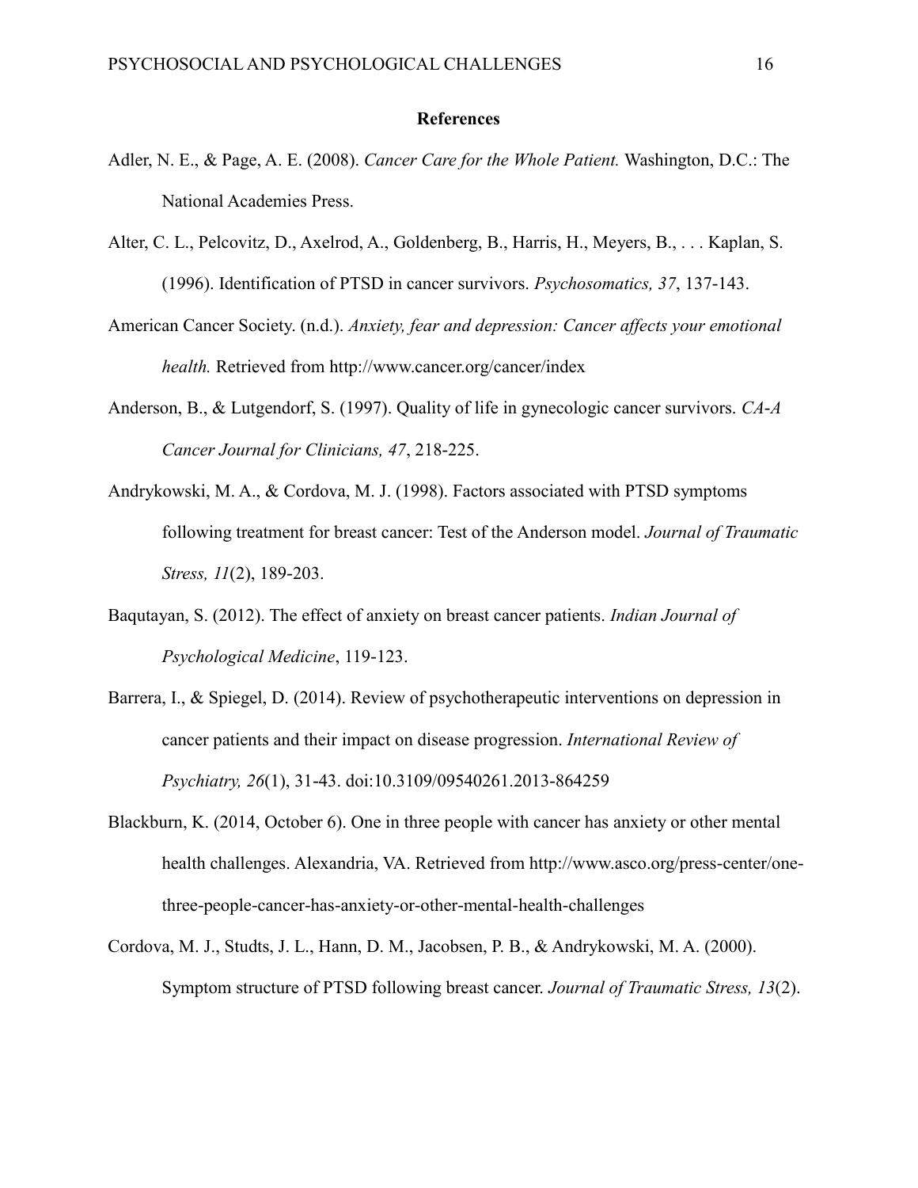## References

Adler, N. E., & Page, A. E. (2008). *Cancer Care for the Whole Patient.* Washington, D.C.: The National Academies Press.

Alter, C. L., Pelcovitz, D., Axelrod, A., Goldenberg, B., Harris, H., Meyers, B., . . . Kaplan, S. (1996). Identification of PTSD in cancer survivors. *Psychosomatics, 37*, 137-143.

American Cancer Society. (n.d.). *Anxiety, fear and depression: Cancer affects your emotional health.* Retrieved from http://www.cancer.org/cancer/index

Anderson, B., & Lutgendorf, S. (1997). Quality of life in gynecologic cancer survivors. *CA-A Cancer Journal for Clinicians, 47*, 218-225.

Andrykowski, M. A., & Cordova, M. J. (1998). Factors associated with PTSD symptoms following treatment for breast cancer: Test of the Anderson model. *Journal of Traumatic Stress, 11*(2), 189-203.

Baqutayan, S. (2012). The effect of anxiety on breast cancer patients. *Indian Journal of Psychological Medicine*, 119-123.

Barrera, I., & Spiegel, D. (2014). Review of psychotherapeutic interventions on depression in cancer patients and their impact on disease progression. *International Review of Psychiatry, 26*(1), 31-43. doi:10.3109/09540261.2013-864259

Blackburn, K. (2014, October 6). One in three people with cancer has anxiety or other mental health challenges. Alexandria, VA. Retrieved from http://www.asco.org/press-center/one-three-people-cancer-has-anxiety-or-other-mental-health-challenges

Cordova, M. J., Studts, J. L., Hann, D. M., Jacobsen, P. B., & Andrykowski, M. A. (2000). Symptom structure of PTSD following breast cancer. *Journal of Traumatic Stress, 13*(2).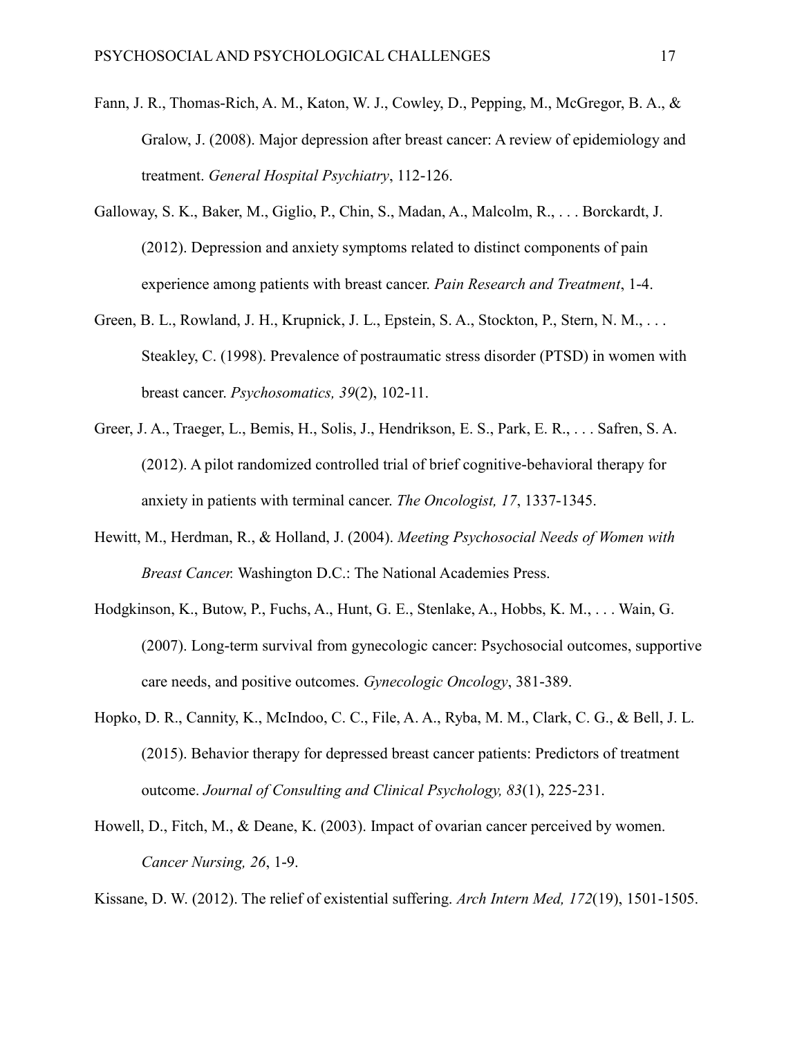Fann, J. R., Thomas-Rich, A. M., Katon, W. J., Cowley, D., Pepping, M., McGregor, B. A., & Gralow, J. (2008). Major depression after breast cancer: A review of epidemiology and treatment. *General Hospital Psychiatry*, 112-126.

Galloway, S. K., Baker, M., Giglio, P., Chin, S., Madan, A., Malcolm, R., . . . Borckardt, J. (2012). Depression and anxiety symptoms related to distinct components of pain experience among patients with breast cancer. *Pain Research and Treatment*, 1-4.

Green, B. L., Rowland, J. H., Krupnick, J. L., Epstein, S. A., Stockton, P., Stern, N. M., . . . Steakley, C. (1998). Prevalence of postraumatic stress disorder (PTSD) in women with breast cancer. *Psychosomatics, 39*(2), 102-11.

Greer, J. A., Traeger, L., Bemis, H., Solis, J., Hendrikson, E. S., Park, E. R., . . . Safren, S. A. (2012). A pilot randomized controlled trial of brief cognitive-behavioral therapy for anxiety in patients with terminal cancer. *The Oncologist, 17*, 1337-1345.

Hewitt, M., Herdman, R., & Holland, J. (2004). *Meeting Psychosocial Needs of Women with Breast Cancer.* Washington D.C.: The National Academies Press.

Hodgkinson, K., Butow, P., Fuchs, A., Hunt, G. E., Stenlake, A., Hobbs, K. M., . . . Wain, G. (2007). Long-term survival from gynecologic cancer: Psychosocial outcomes, supportive care needs, and positive outcomes. *Gynecologic Oncology*, 381-389.

Hopko, D. R., Cannity, K., McIndoo, C. C., File, A. A., Ryba, M. M., Clark, C. G., & Bell, J. L. (2015). Behavior therapy for depressed breast cancer patients: Predictors of treatment outcome. *Journal of Consulting and Clinical Psychology, 83*(1), 225-231.

Howell, D., Fitch, M., & Deane, K. (2003). Impact of ovarian cancer perceived by women. *Cancer Nursing, 26*, 1-9.

Kissane, D. W. (2012). The relief of existential suffering. *Arch Intern Med, 172*(19), 1501-1505.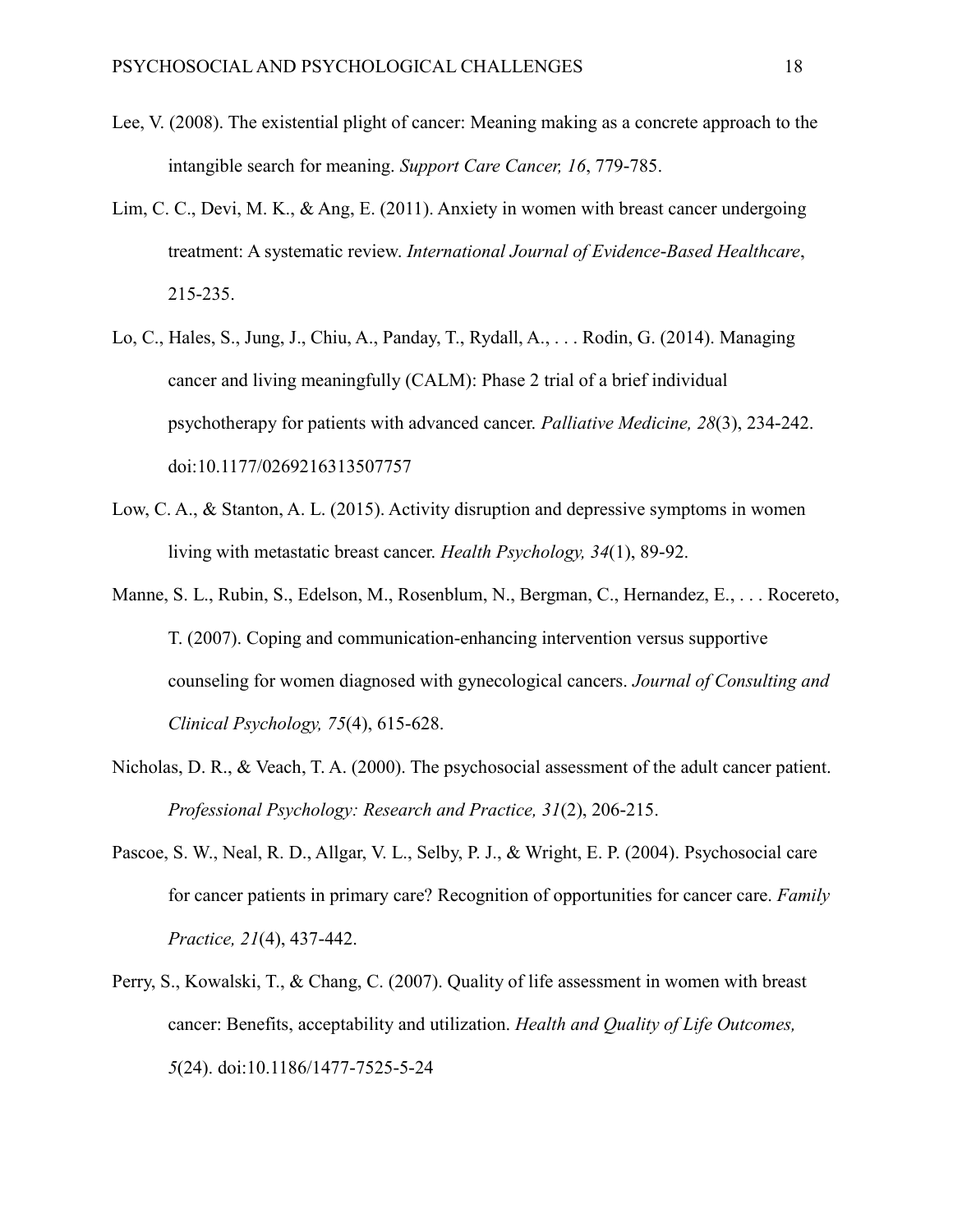Lee, V. (2008). The existential plight of cancer: Meaning making as a concrete approach to the intangible search for meaning. *Support Care Cancer, 16*, 779-785.

Lim, C. C., Devi, M. K., & Ang, E. (2011). Anxiety in women with breast cancer undergoing treatment: A systematic review. *International Journal of Evidence-Based Healthcare*, 215-235.

Lo, C., Hales, S., Jung, J., Chiu, A., Panday, T., Rydall, A., . . . Rodin, G. (2014). Managing cancer and living meaningfully (CALM): Phase 2 trial of a brief individual psychotherapy for patients with advanced cancer. *Palliative Medicine, 28*(3), 234-242. doi:10.1177/0269216313507757

Low, C. A., & Stanton, A. L. (2015). Activity disruption and depressive symptoms in women living with metastatic breast cancer. *Health Psychology, 34*(1), 89-92.

Manne, S. L., Rubin, S., Edelson, M., Rosenblum, N., Bergman, C., Hernandez, E., . . . Rocereto, T. (2007). Coping and communication-enhancing intervention versus supportive counseling for women diagnosed with gynecological cancers. *Journal of Consulting and Clinical Psychology, 75*(4), 615-628.

Nicholas, D. R., & Veach, T. A. (2000). The psychosocial assessment of the adult cancer patient. *Professional Psychology: Research and Practice, 31*(2), 206-215.

Pascoe, S. W., Neal, R. D., Allgar, V. L., Selby, P. J., & Wright, E. P. (2004). Psychosocial care for cancer patients in primary care? Recognition of opportunities for cancer care. *Family Practice, 21*(4), 437-442.

Perry, S., Kowalski, T., & Chang, C. (2007). Quality of life assessment in women with breast cancer: Benefits, acceptability and utilization. *Health and Quality of Life Outcomes, 5*(24). doi:10.1186/1477-7525-5-24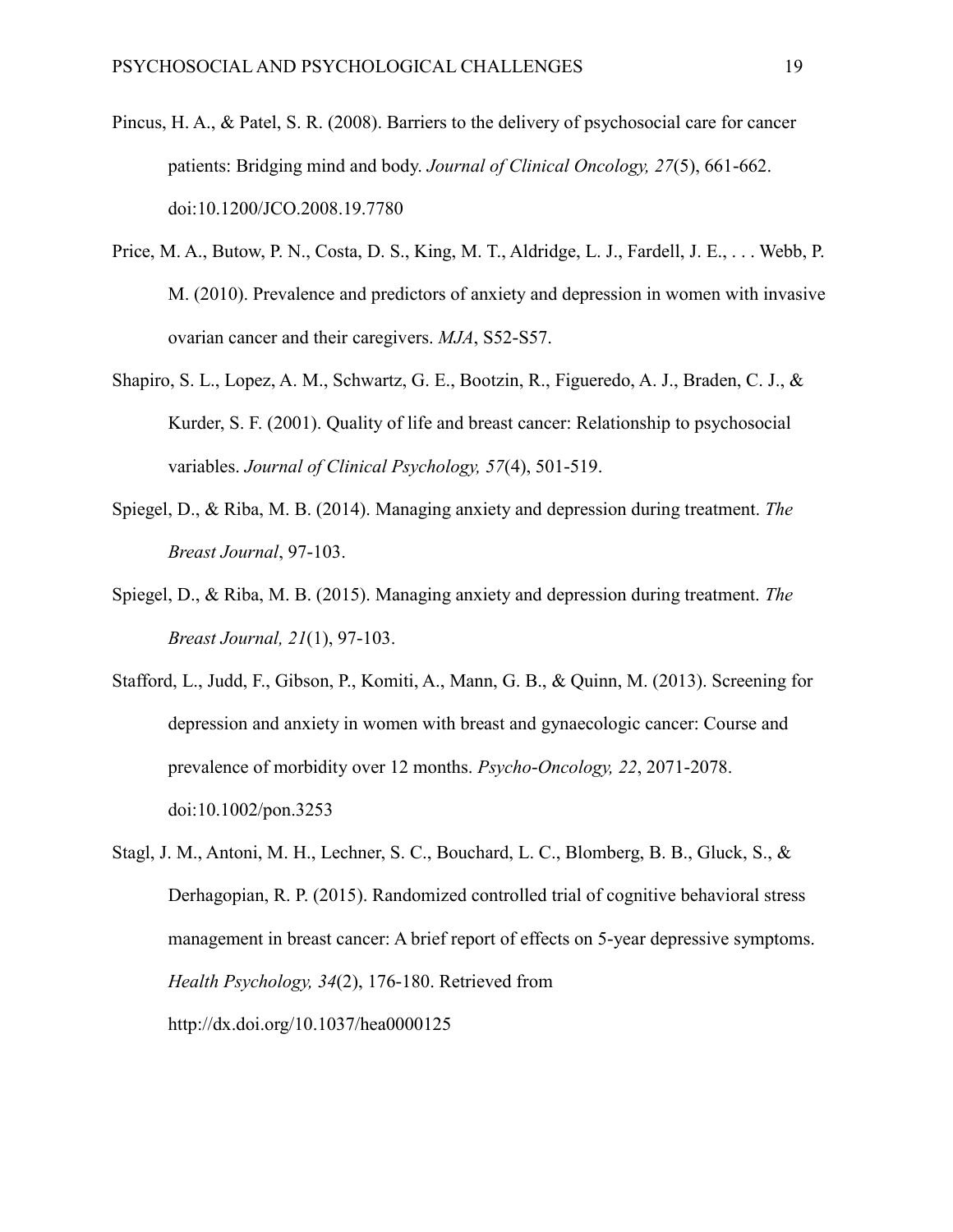Pincus, H. A., & Patel, S. R. (2008). Barriers to the delivery of psychosocial care for cancer patients: Bridging mind and body. *Journal of Clinical Oncology, 27*(5), 661-662. doi:10.1200/JCO.2008.19.7780

Price, M. A., Butow, P. N., Costa, D. S., King, M. T., Aldridge, L. J., Fardell, J. E., . . . Webb, P. M. (2010). Prevalence and predictors of anxiety and depression in women with invasive ovarian cancer and their caregivers. *MJA*, S52-S57.

Shapiro, S. L., Lopez, A. M., Schwartz, G. E., Bootzin, R., Figueredo, A. J., Braden, C. J., & Kurder, S. F. (2001). Quality of life and breast cancer: Relationship to psychosocial variables. *Journal of Clinical Psychology, 57*(4), 501-519.

Spiegel, D., & Riba, M. B. (2014). Managing anxiety and depression during treatment. *The Breast Journal*, 97-103.

Spiegel, D., & Riba, M. B. (2015). Managing anxiety and depression during treatment. *The Breast Journal, 21*(1), 97-103.

Stafford, L., Judd, F., Gibson, P., Komiti, A., Mann, G. B., & Quinn, M. (2013). Screening for depression and anxiety in women with breast and gynaecologic cancer: Course and prevalence of morbidity over 12 months. *Psycho-Oncology, 22*, 2071-2078. doi:10.1002/pon.3253

Stagl, J. M., Antoni, M. H., Lechner, S. C., Bouchard, L. C., Blomberg, B. B., Gluck, S., & Derhagopian, R. P. (2015). Randomized controlled trial of cognitive behavioral stress management in breast cancer: A brief report of effects on 5-year depressive symptoms. *Health Psychology, 34*(2), 176-180. Retrieved from http://dx.doi.org/10.1037/hea0000125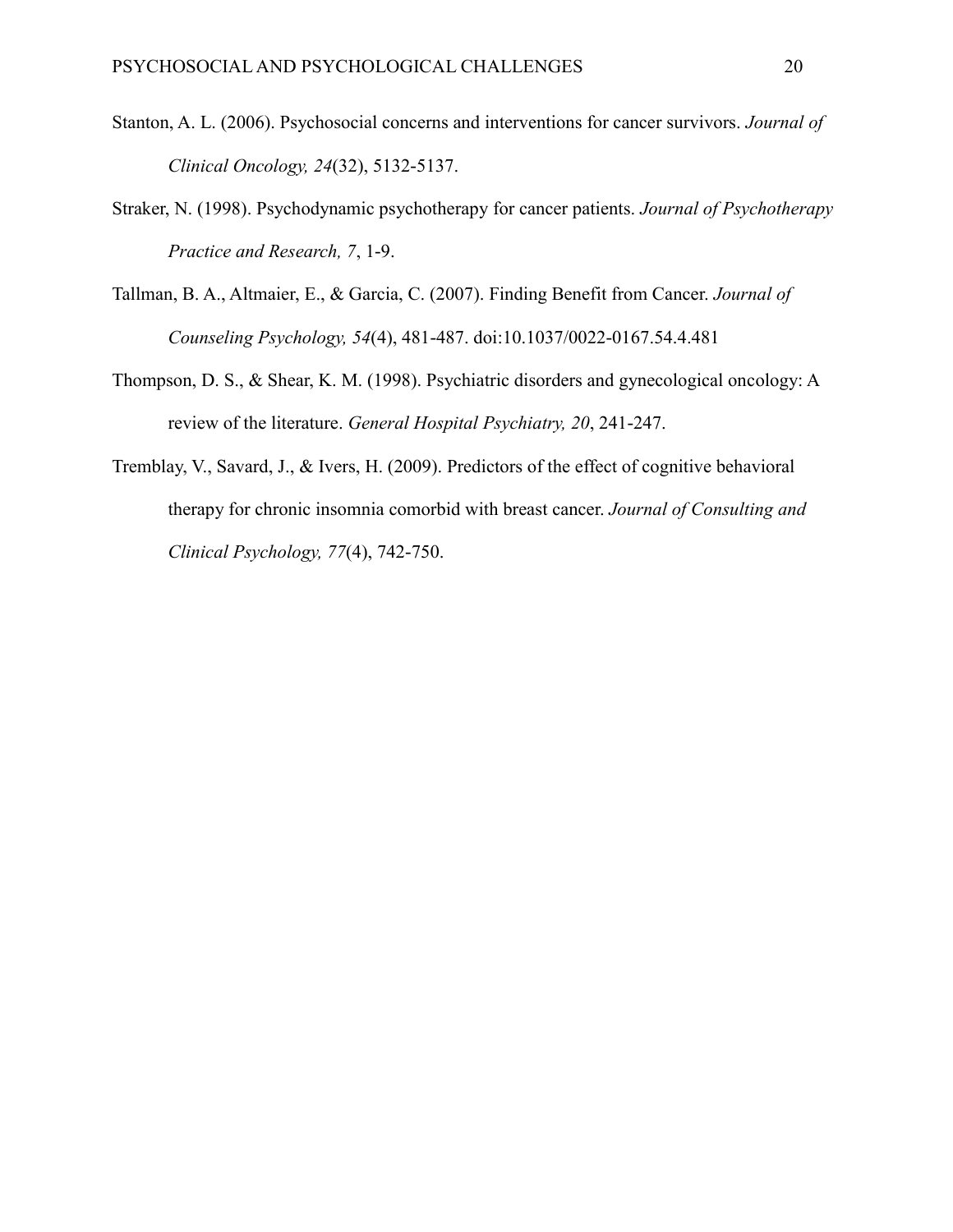Stanton, A. L. (2006). Psychosocial concerns and interventions for cancer survivors. *Journal of Clinical Oncology, 24*(32), 5132-5137.

Straker, N. (1998). Psychodynamic psychotherapy for cancer patients. *Journal of Psychotherapy Practice and Research, 7*, 1-9.

Tallman, B. A., Altmaier, E., & Garcia, C. (2007). Finding Benefit from Cancer. *Journal of Counseling Psychology, 54*(4), 481-487. doi:10.1037/0022-0167.54.4.481

Thompson, D. S., & Shear, K. M. (1998). Psychiatric disorders and gynecological oncology: A review of the literature. *General Hospital Psychiatry, 20*, 241-247.

Tremblay, V., Savard, J., & Ivers, H. (2009). Predictors of the effect of cognitive behavioral therapy for chronic insomnia comorbid with breast cancer. *Journal of Consulting and Clinical Psychology, 77*(4), 742-750.